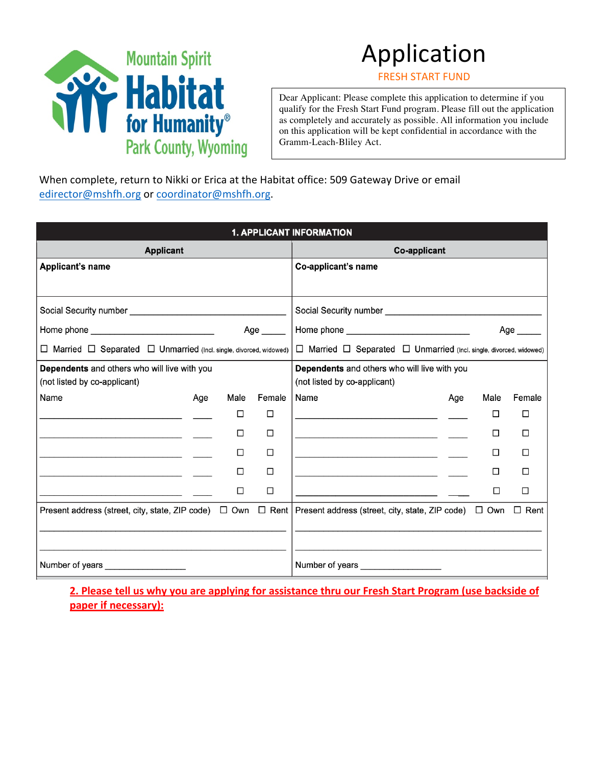Mountain Spirit
**Habitat for Humanity®**
Park County, Wyoming

# Application

FRESH START FUND

Dear Applicant: Please complete this application to determine if you qualify for the Fresh Start Fund program. Please fill out the application as completely and accurately as possible. All information you include on this application will be kept confidential in accordance with the Gramm-Leach-Bliley Act.

When complete, return to Nikki or Erica at the Habitat office: 509 Gateway Drive or email edirector@mshfh.org or coordinator@mshfh.org.

| **1. APPLICANT INFORMATION** | |
|---|---|
| **Applicant** | **Co-applicant** |
| **Applicant's name** | **Co-applicant's name** |
| Social Security number ______________________ | Social Security number ______________________ |
| Home phone ____________________ Age _____ | Home phone ____________________ Age _____ |
| ☐ Married ☐ Separated ☐ Unmarried (Incl. single, divorced, widowed) | ☐ Married ☐ Separated ☐ Unmarried (Incl. single, divorced, widowed) |
| **Dependents** and others who will live with you (not listed by co-applicant) | **Dependents** and others who will live with you (not listed by co-applicant) |
| Name / Age / Male / Female | Name / Age / Male / Female |
| ______________________ ____ ☐ ☐ | ______________________ ____ ☐ ☐ |
| ______________________ ____ ☐ ☐ | ______________________ ____ ☐ ☐ |
| ______________________ ____ ☐ ☐ | ______________________ ____ ☐ ☐ |
| ______________________ ____ ☐ ☐ | ______________________ ____ ☐ ☐ |
| ______________________ ____ ☐ ☐ | ______________________ ____ ☐ ☐ |
| Present address (street, city, state, ZIP code) ☐ Own ☐ Rent | Present address (street, city, state, ZIP code) ☐ Own ☐ Rent |
| ________________________________________ | ________________________________________ |
| ________________________________________ | ________________________________________ |
| Number of years ______________ | Number of years ______________ |

**2. Please tell us why you are applying for assistance thru our Fresh Start Program (use backside of paper if necessary):**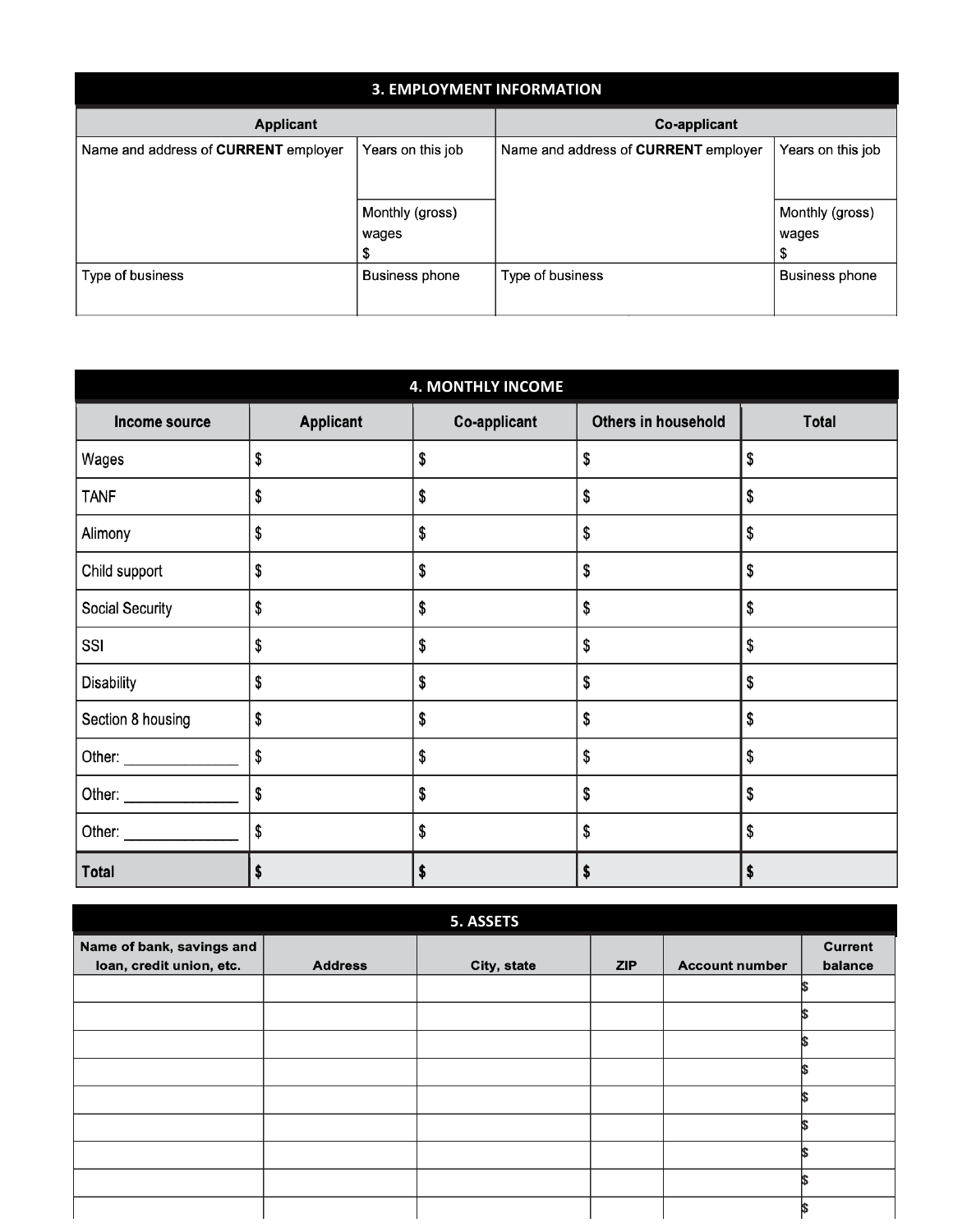## 3. EMPLOYMENT INFORMATION

| Applicant | | Co-applicant | |
|---|---|---|---|
| Name and address of **CURRENT** employer | Years on this job | Name and address of **CURRENT** employer | Years on this job |
| | Monthly (gross) wages $ | | Monthly (gross) wages $ |
| Type of business | Business phone | Type of business | Business phone |

## 4. MONTHLY INCOME

| Income source | Applicant | Co-applicant | Others in household | Total |
|---|---|---|---|---|
| Wages | $ | $ | $ | $ |
| TANF | $ | $ | $ | $ |
| Alimony | $ | $ | $ | $ |
| Child support | $ | $ | $ | $ |
| Social Security | $ | $ | $ | $ |
| SSI | $ | $ | $ | $ |
| Disability | $ | $ | $ | $ |
| Section 8 housing | $ | $ | $ | $ |
| Other: ______________ | $ | $ | $ | $ |
| Other: ______________ | $ | $ | $ | $ |
| Other: ______________ | $ | $ | $ | $ |
| **Total** | **$** | **$** | **$** | **$** |

## 5. ASSETS

| Name of bank, savings and loan, credit union, etc. | Address | City, state | ZIP | Account number | Current balance |
|---|---|---|---|---|---|
| | | | | | $ |
| | | | | | $ |
| | | | | | $ |
| | | | | | $ |
| | | | | | $ |
| | | | | | $ |
| | | | | | $ |
| | | | | | $ |
| | | | | | $ |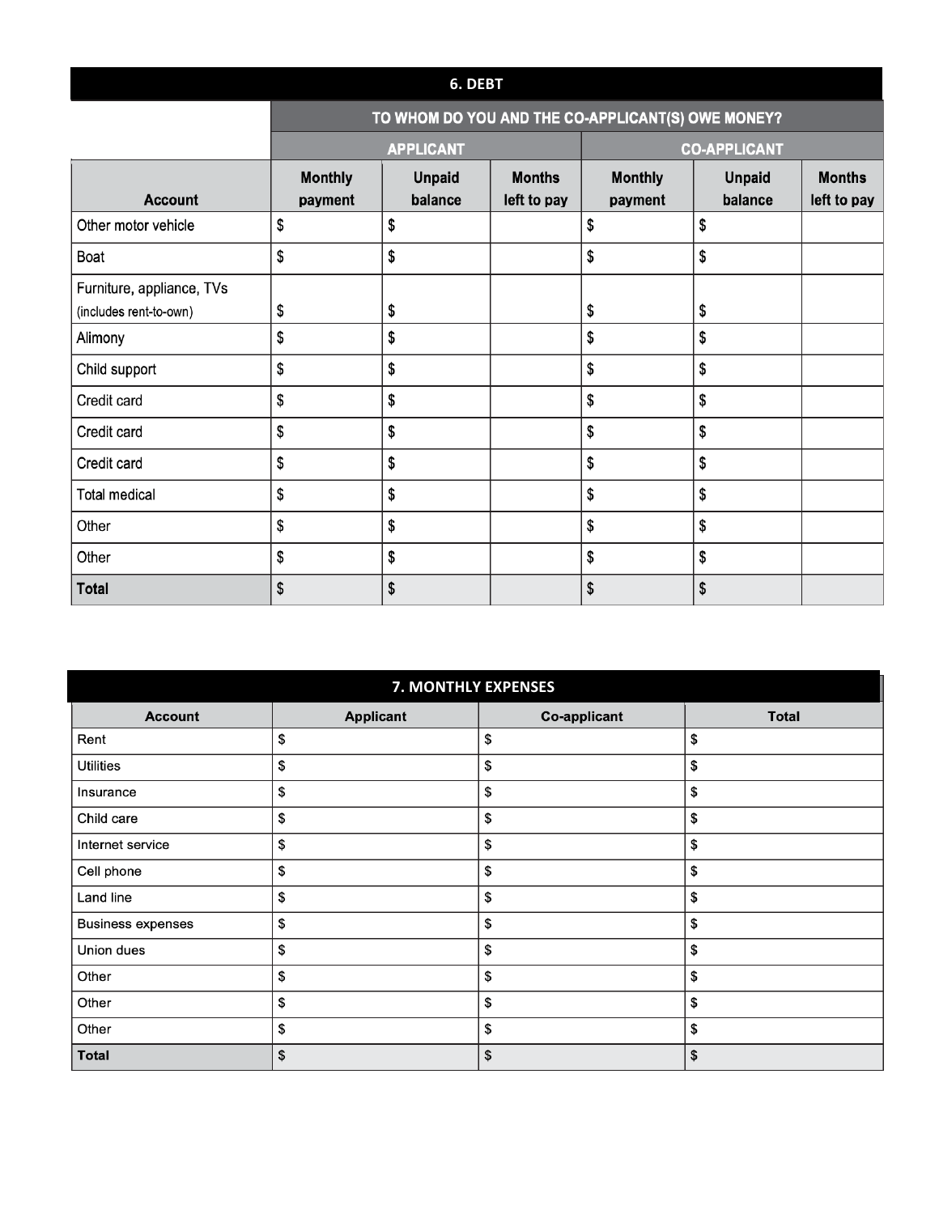## 6. DEBT

| | TO WHOM DO YOU AND THE CO-APPLICANT(S) OWE MONEY? | | | | | |
|---|---|---|---|---|---|---|
| | APPLICANT | | | CO-APPLICANT | | |
| Account | Monthly payment | Unpaid balance | Months left to pay | Monthly payment | Unpaid balance | Months left to pay |
| Other motor vehicle | $ | $ | | $ | $ | |
| Boat | $ | $ | | $ | $ | |
| Furniture, appliance, TVs (includes rent-to-own) | $ | $ | | $ | $ | |
| Alimony | $ | $ | | $ | $ | |
| Child support | $ | $ | | $ | $ | |
| Credit card | $ | $ | | $ | $ | |
| Credit card | $ | $ | | $ | $ | |
| Credit card | $ | $ | | $ | $ | |
| Total medical | $ | $ | | $ | $ | |
| Other | $ | $ | | $ | $ | |
| Other | $ | $ | | $ | $ | |
| **Total** | $ | $ | | $ | $ | |

## 7. MONTHLY EXPENSES

| Account | Applicant | Co-applicant | Total |
|---|---|---|---|
| Rent | $ | $ | $ |
| Utilities | $ | $ | $ |
| Insurance | $ | $ | $ |
| Child care | $ | $ | $ |
| Internet service | $ | $ | $ |
| Cell phone | $ | $ | $ |
| Land line | $ | $ | $ |
| Business expenses | $ | $ | $ |
| Union dues | $ | $ | $ |
| Other | $ | $ | $ |
| Other | $ | $ | $ |
| Other | $ | $ | $ |
| **Total** | $ | $ | $ |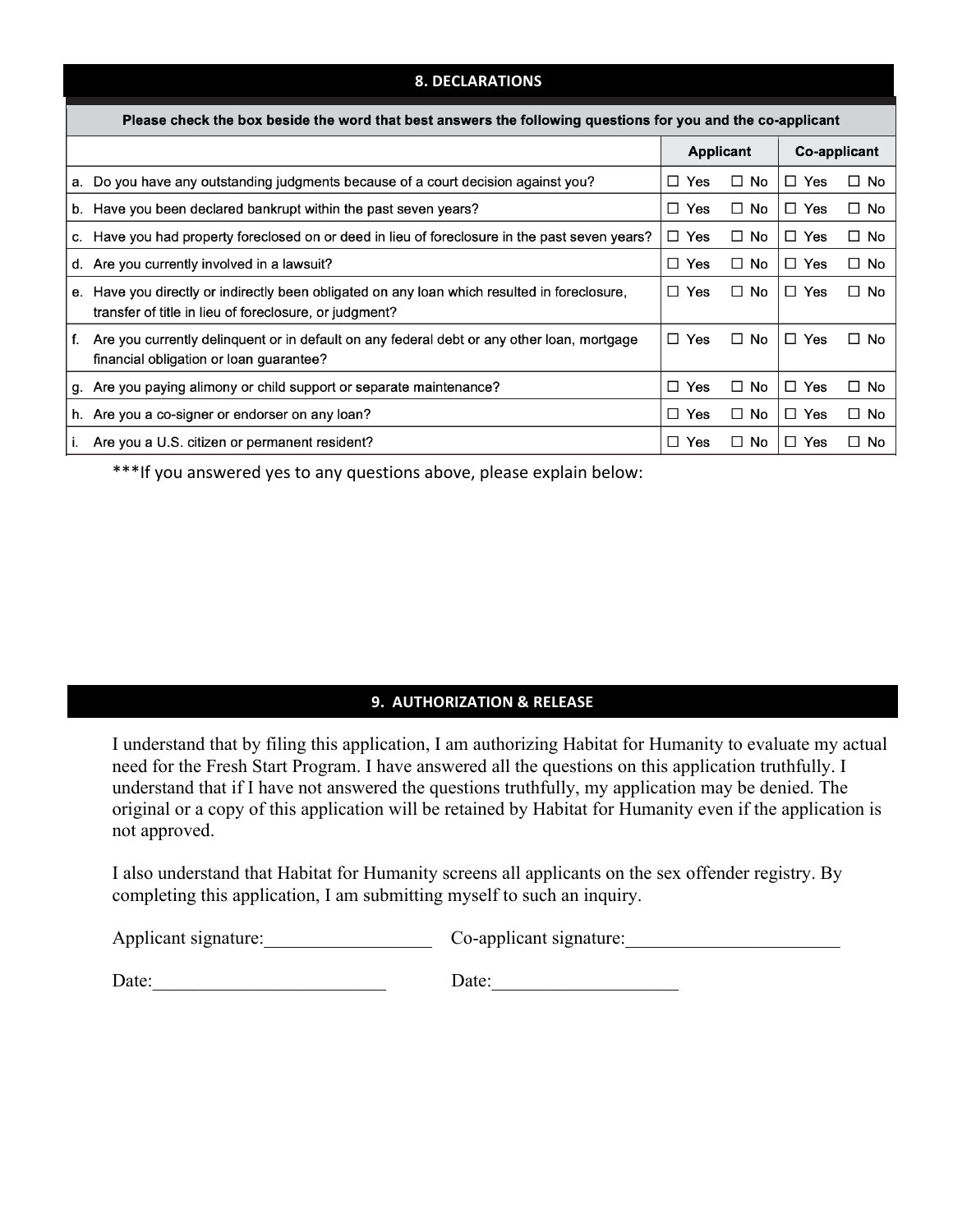## 8. DECLARATIONS

| Please check the box beside the word that best answers the following questions for you and the co-applicant | | | | |
|---|---|---|---|---|
| | **Applicant** | | **Co-applicant** | |
| a. Do you have any outstanding judgments because of a court decision against you? | ☐ Yes | ☐ No | ☐ Yes | ☐ No |
| b. Have you been declared bankrupt within the past seven years? | ☐ Yes | ☐ No | ☐ Yes | ☐ No |
| c. Have you had property foreclosed on or deed in lieu of foreclosure in the past seven years? | ☐ Yes | ☐ No | ☐ Yes | ☐ No |
| d. Are you currently involved in a lawsuit? | ☐ Yes | ☐ No | ☐ Yes | ☐ No |
| e. Have you directly or indirectly been obligated on any loan which resulted in foreclosure, transfer of title in lieu of foreclosure, or judgment? | ☐ Yes | ☐ No | ☐ Yes | ☐ No |
| f. Are you currently delinquent or in default on any federal debt or any other loan, mortgage financial obligation or loan guarantee? | ☐ Yes | ☐ No | ☐ Yes | ☐ No |
| g. Are you paying alimony or child support or separate maintenance? | ☐ Yes | ☐ No | ☐ Yes | ☐ No |
| h. Are you a co-signer or endorser on any loan? | ☐ Yes | ☐ No | ☐ Yes | ☐ No |
| i. Are you a U.S. citizen or permanent resident? | ☐ Yes | ☐ No | ☐ Yes | ☐ No |

***If you answered yes to any questions above, please explain below:

## 9. AUTHORIZATION & RELEASE

I understand that by filing this application, I am authorizing Habitat for Humanity to evaluate my actual need for the Fresh Start Program. I have answered all the questions on this application truthfully. I understand that if I have not answered the questions truthfully, my application may be denied. The original or a copy of this application will be retained by Habitat for Humanity even if the application is not approved.

I also understand that Habitat for Humanity screens all applicants on the sex offender registry. By completing this application, I am submitting myself to such an inquiry.

Applicant signature:__________________ Co-applicant signature:_______________________

Date:_________________________ Date:____________________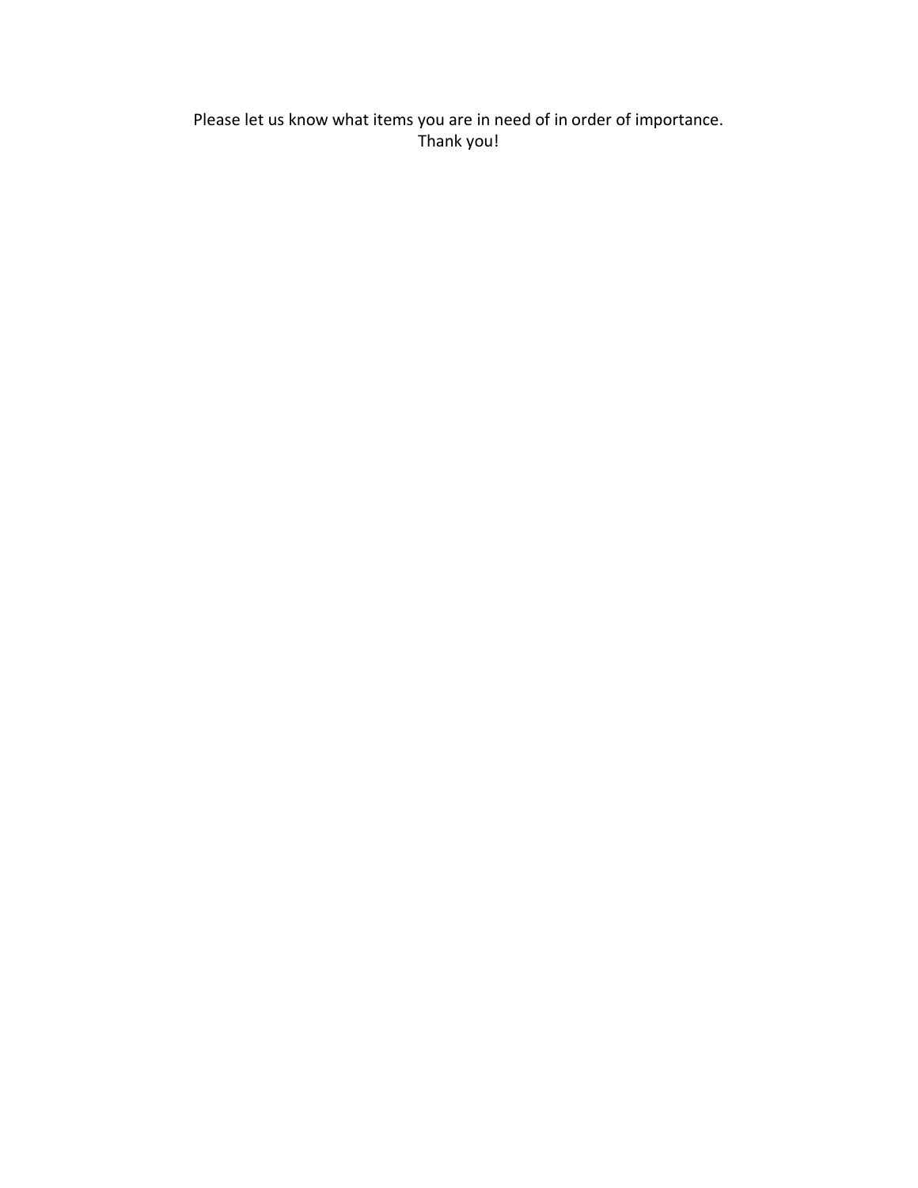Please let us know what items you are in need of in order of importance.
Thank you!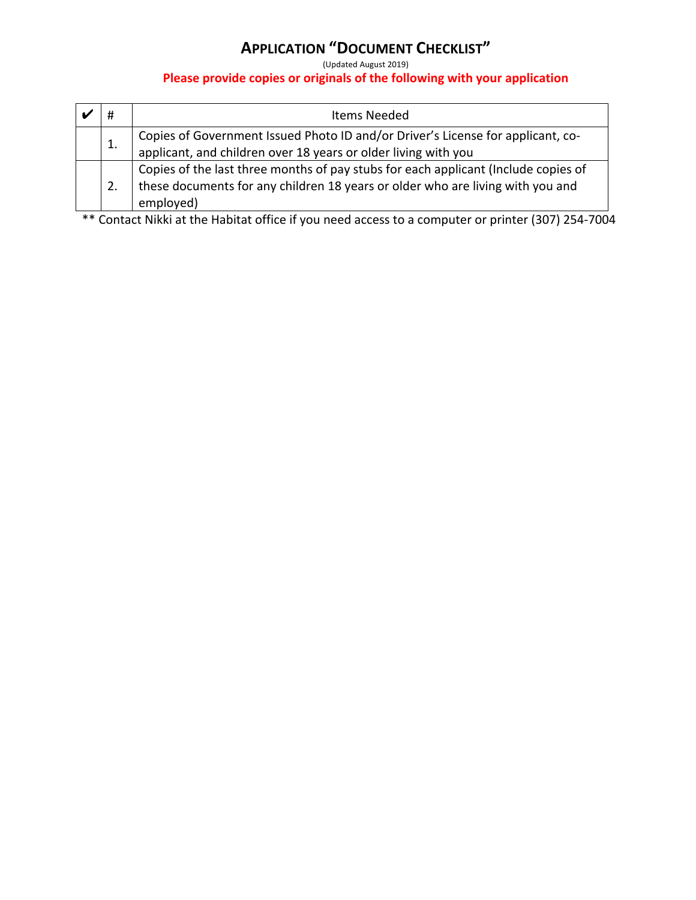# APPLICATION "DOCUMENT CHECKLIST"

(Updated August 2019)

**Please provide copies or originals of the following with your application**

| ✔ | # | Items Needed |
|---|---|---|
| | 1. | Copies of Government Issued Photo ID and/or Driver's License for applicant, co-applicant, and children over 18 years or older living with you |
| | 2. | Copies of the last three months of pay stubs for each applicant (Include copies of these documents for any children 18 years or older who are living with you and employed) |

** Contact Nikki at the Habitat office if you need access to a computer or printer (307) 254-7004